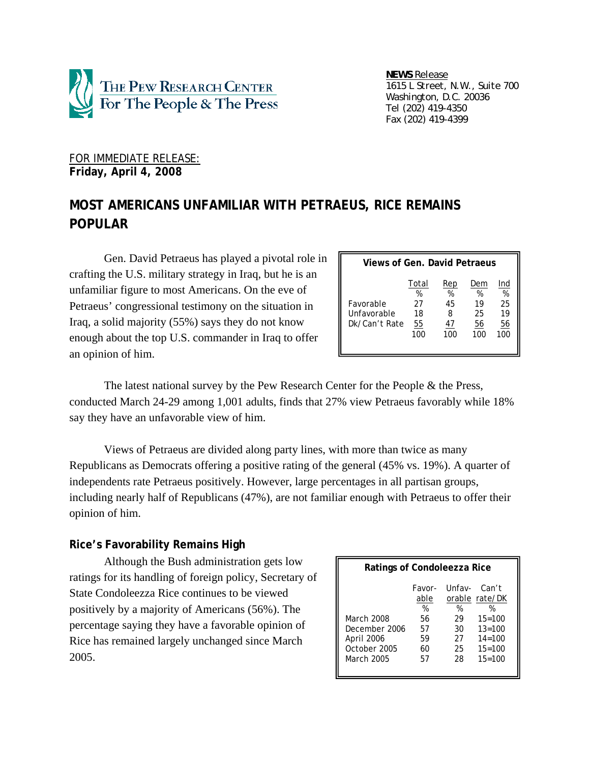**THE PEW RESEARCH CENTER For The People & The Press**

**NEWS** Release
1615 L Street, N.W., Suite 700
Washington, D.C. 20036
Tel (202) 419-4350
Fax (202) 419-4399

FOR IMMEDIATE RELEASE:
**Friday, April 4, 2008**

# MOST AMERICANS UNFAMILIAR WITH PETRAEUS, RICE REMAINS POPULAR

Gen. David Petraeus has played a pivotal role in crafting the U.S. military strategy in Iraq, but he is an unfamiliar figure to most Americans. On the eve of Petraeus' congressional testimony on the situation in Iraq, a solid majority (55%) says they do not know enough about the top U.S. commander in Iraq to offer an opinion of him.

**Views of Gen. David Petraeus**

| | Total | Rep | Dem | Ind |
|---|---|---|---|---|
| | % | % | % | % |
| Favorable | 27 | 45 | 19 | 25 |
| Unfavorable | 18 | 8 | 25 | 19 |
| Dk/Can't Rate | 55 | 47 | 56 | 56 |
| | 100 | 100 | 100 | 100 |

The latest national survey by the Pew Research Center for the People & the Press, conducted March 24-29 among 1,001 adults, finds that 27% view Petraeus favorably while 18% say they have an unfavorable view of him.

Views of Petraeus are divided along party lines, with more than twice as many Republicans as Democrats offering a positive rating of the general (45% vs. 19%). A quarter of independents rate Petraeus positively. However, large percentages in all partisan groups, including nearly half of Republicans (47%), are not familiar enough with Petraeus to offer their opinion of him.

## Rice's Favorability Remains High

Although the Bush administration gets low ratings for its handling of foreign policy, Secretary of State Condoleezza Rice continues to be viewed positively by a majority of Americans (56%). The percentage saying they have a favorable opinion of Rice has remained largely unchanged since March 2005.

**Ratings of Condoleezza Rice**

| | Favorable | Unfavorable | Can't rate/DK |
|---|---|---|---|
| | % | % | % |
| March 2008 | 56 | 29 | 15=100 |
| December 2006 | 57 | 30 | 13=100 |
| April 2006 | 59 | 27 | 14=100 |
| October 2005 | 60 | 25 | 15=100 |
| March 2005 | 57 | 28 | 15=100 |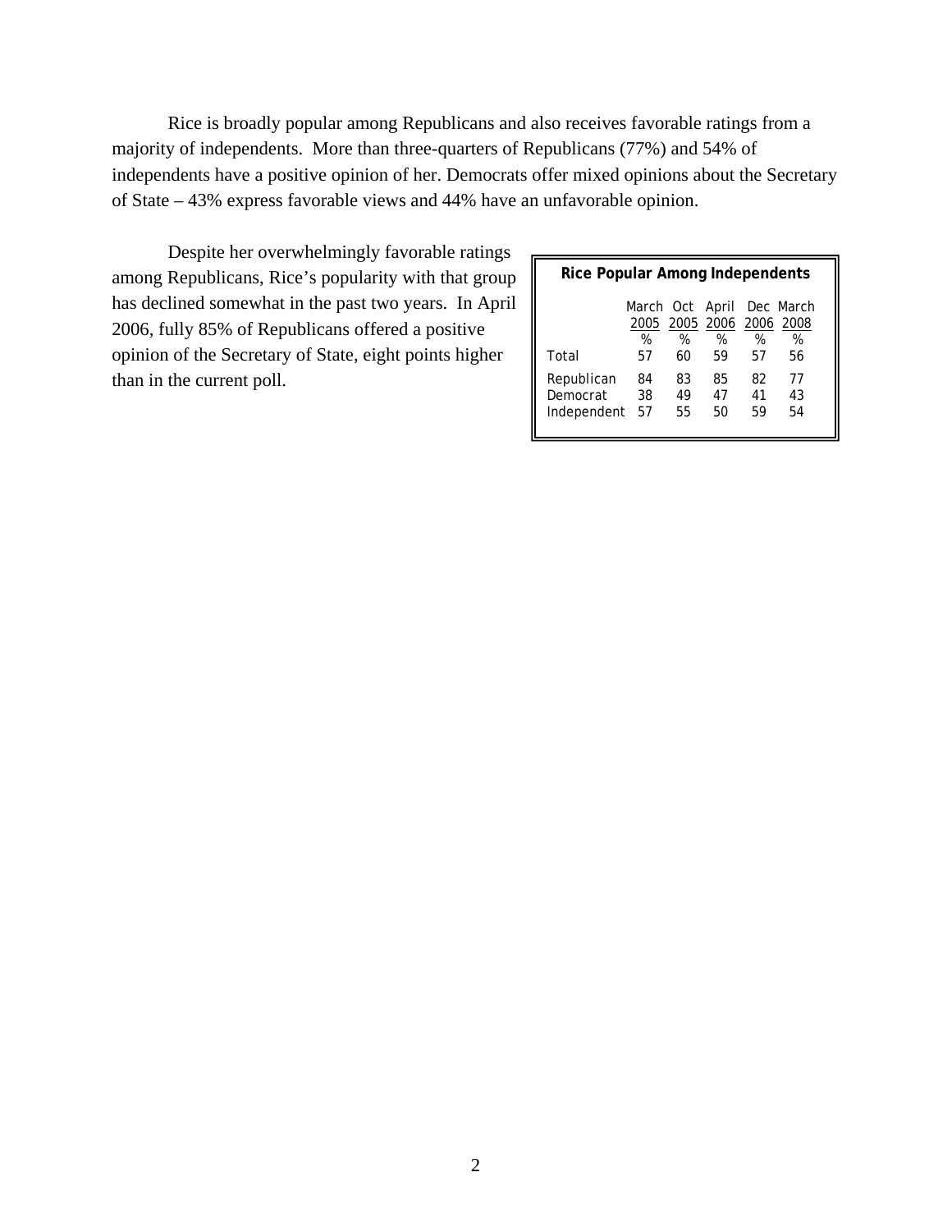Rice is broadly popular among Republicans and also receives favorable ratings from a majority of independents. More than three-quarters of Republicans (77%) and 54% of independents have a positive opinion of her. Democrats offer mixed opinions about the Secretary of State – 43% express favorable views and 44% have an unfavorable opinion.

Despite her overwhelmingly favorable ratings among Republicans, Rice's popularity with that group has declined somewhat in the past two years. In April 2006, fully 85% of Republicans offered a positive opinion of the Secretary of State, eight points higher than in the current poll.

**Rice Popular Among Independents**

| | March 2005 | Oct 2005 | April 2006 | Dec 2006 | March 2008 |
|---|---|---|---|---|---|
| | % | % | % | % | % |
| Total | 57 | 60 | 59 | 57 | 56 |
| Republican | 84 | 83 | 85 | 82 | 77 |
| Democrat | 38 | 49 | 47 | 41 | 43 |
| Independent | 57 | 55 | 50 | 59 | 54 |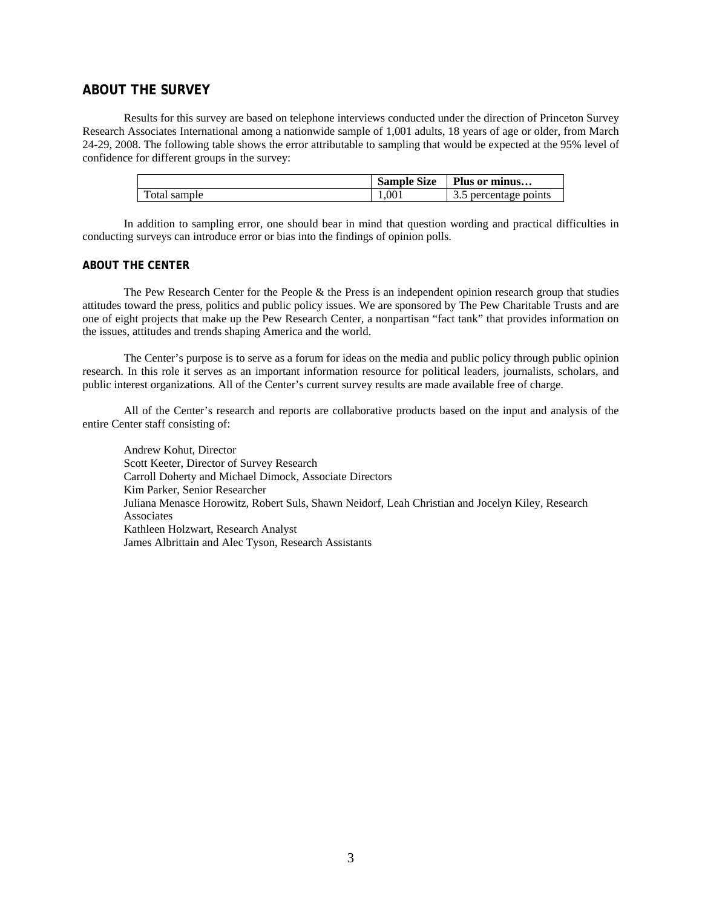## ABOUT THE SURVEY

Results for this survey are based on telephone interviews conducted under the direction of Princeton Survey Research Associates International among a nationwide sample of 1,001 adults, 18 years of age or older, from March 24-29, 2008. The following table shows the error attributable to sampling that would be expected at the 95% level of confidence for different groups in the survey:

| | Sample Size | Plus or minus… |
|---|---|---|
| Total sample | 1,001 | 3.5 percentage points |

In addition to sampling error, one should bear in mind that question wording and practical difficulties in conducting surveys can introduce error or bias into the findings of opinion polls.

### ABOUT THE CENTER

The Pew Research Center for the People & the Press is an independent opinion research group that studies attitudes toward the press, politics and public policy issues. We are sponsored by The Pew Charitable Trusts and are one of eight projects that make up the Pew Research Center, a nonpartisan "fact tank" that provides information on the issues, attitudes and trends shaping America and the world.

The Center's purpose is to serve as a forum for ideas on the media and public policy through public opinion research. In this role it serves as an important information resource for political leaders, journalists, scholars, and public interest organizations. All of the Center's current survey results are made available free of charge.

All of the Center's research and reports are collaborative products based on the input and analysis of the entire Center staff consisting of:

Andrew Kohut, Director
Scott Keeter, Director of Survey Research
Carroll Doherty and Michael Dimock, Associate Directors
Kim Parker, Senior Researcher
Juliana Menasce Horowitz, Robert Suls, Shawn Neidorf, Leah Christian and Jocelyn Kiley, Research Associates
Kathleen Holzwart, Research Analyst
James Albrittain and Alec Tyson, Research Assistants